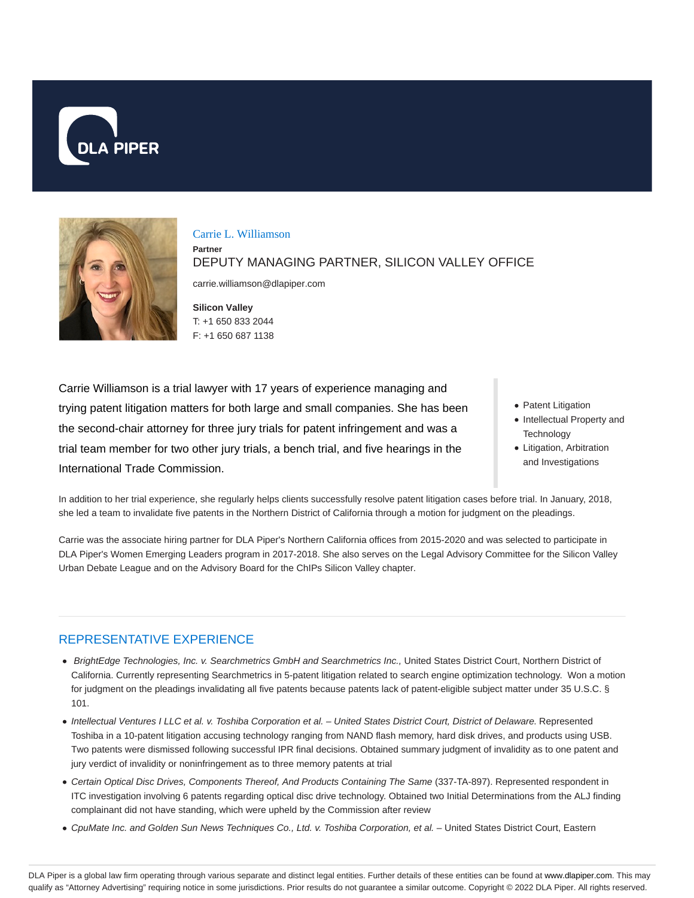# Carrie L. Williamson

**Partner**

DEPUTY MANAGING PARTNER, SILICON VALLEY OFFICE

carrie.williamson@dlapiper.com

**Silicon Valley**
T: +1 650 833 2044
F: +1 650 687 1138

Carrie Williamson is a trial lawyer with 17 years of experience managing and trying patent litigation matters for both large and small companies. She has been the second-chair attorney for three jury trials for patent infringement and was a trial team member for two other jury trials, a bench trial, and five hearings in the International Trade Commission.

- Patent Litigation
- Intellectual Property and Technology
- Litigation, Arbitration and Investigations

In addition to her trial experience, she regularly helps clients successfully resolve patent litigation cases before trial. In January, 2018, she led a team to invalidate five patents in the Northern District of California through a motion for judgment on the pleadings.

Carrie was the associate hiring partner for DLA Piper's Northern California offices from 2015-2020 and was selected to participate in DLA Piper's Women Emerging Leaders program in 2017-2018. She also serves on the Legal Advisory Committee for the Silicon Valley Urban Debate League and on the Advisory Board for the ChIPs Silicon Valley chapter.

## REPRESENTATIVE EXPERIENCE

- *BrightEdge Technologies, Inc. v. Searchmetrics GmbH and Searchmetrics Inc.,* United States District Court, Northern District of California. Currently representing Searchmetrics in 5-patent litigation related to search engine optimization technology. Won a motion for judgment on the pleadings invalidating all five patents because patents lack of patent-eligible subject matter under 35 U.S.C. § 101.
- *Intellectual Ventures I LLC et al. v. Toshiba Corporation et al. – United States District Court, District of Delaware.* Represented Toshiba in a 10-patent litigation accusing technology ranging from NAND flash memory, hard disk drives, and products using USB. Two patents were dismissed following successful IPR final decisions. Obtained summary judgment of invalidity as to one patent and jury verdict of invalidity or noninfringement as to three memory patents at trial
- *Certain Optical Disc Drives, Components Thereof, And Products Containing The Same* (337-TA-897). Represented respondent in ITC investigation involving 6 patents regarding optical disc drive technology. Obtained two Initial Determinations from the ALJ finding complainant did not have standing, which were upheld by the Commission after review
- *CpuMate Inc. and Golden Sun News Techniques Co., Ltd. v. Toshiba Corporation, et al.* – United States District Court, Eastern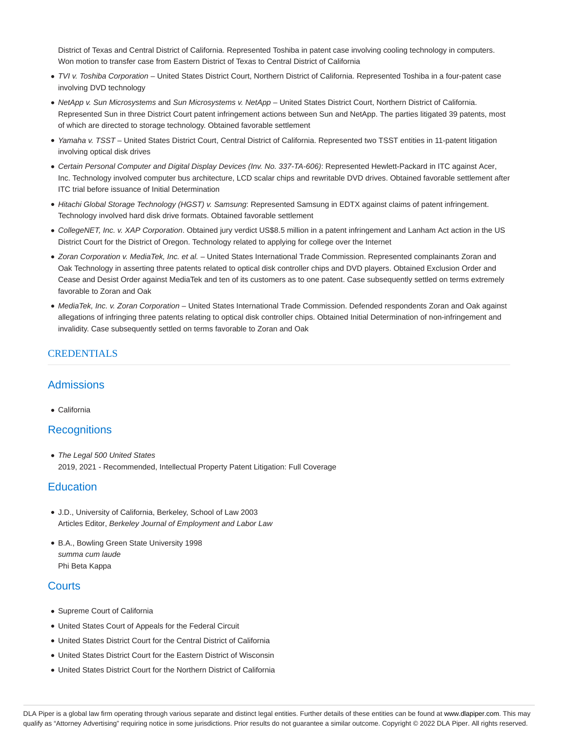District of Texas and Central District of California. Represented Toshiba in patent case involving cooling technology in computers. Won motion to transfer case from Eastern District of Texas to Central District of California

- *TVI v. Toshiba Corporation* – United States District Court, Northern District of California. Represented Toshiba in a four-patent case involving DVD technology
- *NetApp v. Sun Microsystems* and *Sun Microsystems v. NetApp* – United States District Court, Northern District of California. Represented Sun in three District Court patent infringement actions between Sun and NetApp. The parties litigated 39 patents, most of which are directed to storage technology. Obtained favorable settlement
- *Yamaha v. TSST* – United States District Court, Central District of California. Represented two TSST entities in 11-patent litigation involving optical disk drives
- *Certain Personal Computer and Digital Display Devices (Inv. No. 337-TA-606)*: Represented Hewlett-Packard in ITC against Acer, Inc. Technology involved computer bus architecture, LCD scalar chips and rewritable DVD drives. Obtained favorable settlement after ITC trial before issuance of Initial Determination
- *Hitachi Global Storage Technology (HGST) v. Samsung*: Represented Samsung in EDTX against claims of patent infringement. Technology involved hard disk drive formats. Obtained favorable settlement
- *CollegeNET, Inc. v. XAP Corporation*. Obtained jury verdict US$8.5 million in a patent infringement and Lanham Act action in the US District Court for the District of Oregon. Technology related to applying for college over the Internet
- *Zoran Corporation v. MediaTek, Inc. et al.* – United States International Trade Commission. Represented complainants Zoran and Oak Technology in asserting three patents related to optical disk controller chips and DVD players. Obtained Exclusion Order and Cease and Desist Order against MediaTek and ten of its customers as to one patent. Case subsequently settled on terms extremely favorable to Zoran and Oak
- *MediaTek, Inc. v. Zoran Corporation* – United States International Trade Commission. Defended respondents Zoran and Oak against allegations of infringing three patents relating to optical disk controller chips. Obtained Initial Determination of non-infringement and invalidity. Case subsequently settled on terms favorable to Zoran and Oak

## CREDENTIALS

### Admissions

- California

### Recognitions

- *The Legal 500 United States*
  2019, 2021 - Recommended, Intellectual Property Patent Litigation: Full Coverage

### Education

- J.D., University of California, Berkeley, School of Law 2003
  Articles Editor, *Berkeley Journal of Employment and Labor Law*
- B.A., Bowling Green State University 1998
  *summa cum laude*
  Phi Beta Kappa

### Courts

- Supreme Court of California
- United States Court of Appeals for the Federal Circuit
- United States District Court for the Central District of California
- United States District Court for the Eastern District of Wisconsin
- United States District Court for the Northern District of California

DLA Piper is a global law firm operating through various separate and distinct legal entities. Further details of these entities can be found at www.dlapiper.com. This may qualify as "Attorney Advertising" requiring notice in some jurisdictions. Prior results do not guarantee a similar outcome. Copyright © 2022 DLA Piper. All rights reserved.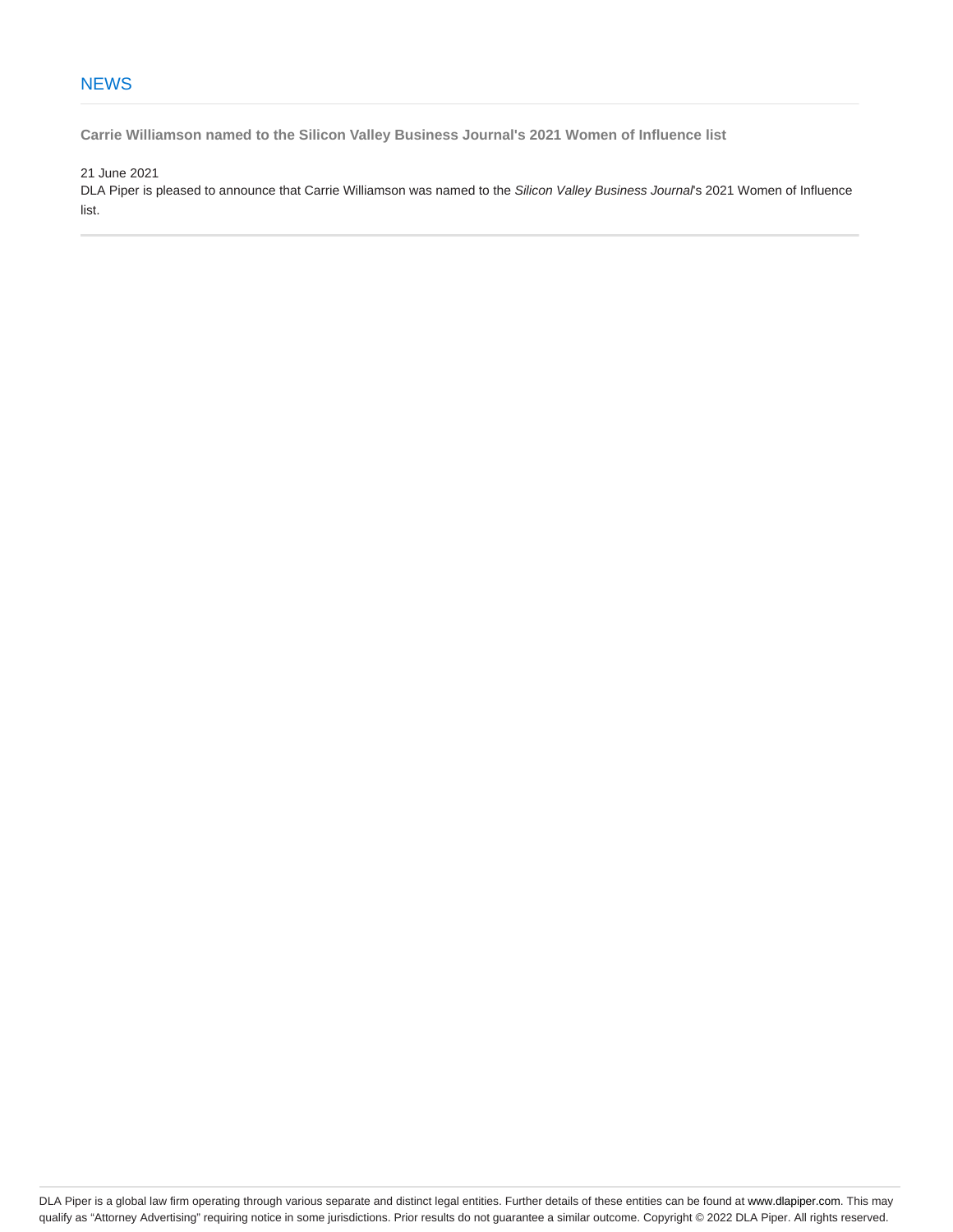## NEWS

**Carrie Williamson named to the Silicon Valley Business Journal's 2021 Women of Influence list**

21 June 2021

DLA Piper is pleased to announce that Carrie Williamson was named to the *Silicon Valley Business Journal*'s 2021 Women of Influence list.

DLA Piper is a global law firm operating through various separate and distinct legal entities. Further details of these entities can be found at www.dlapiper.com. This may qualify as "Attorney Advertising" requiring notice in some jurisdictions. Prior results do not guarantee a similar outcome. Copyright © 2022 DLA Piper. All rights reserved.